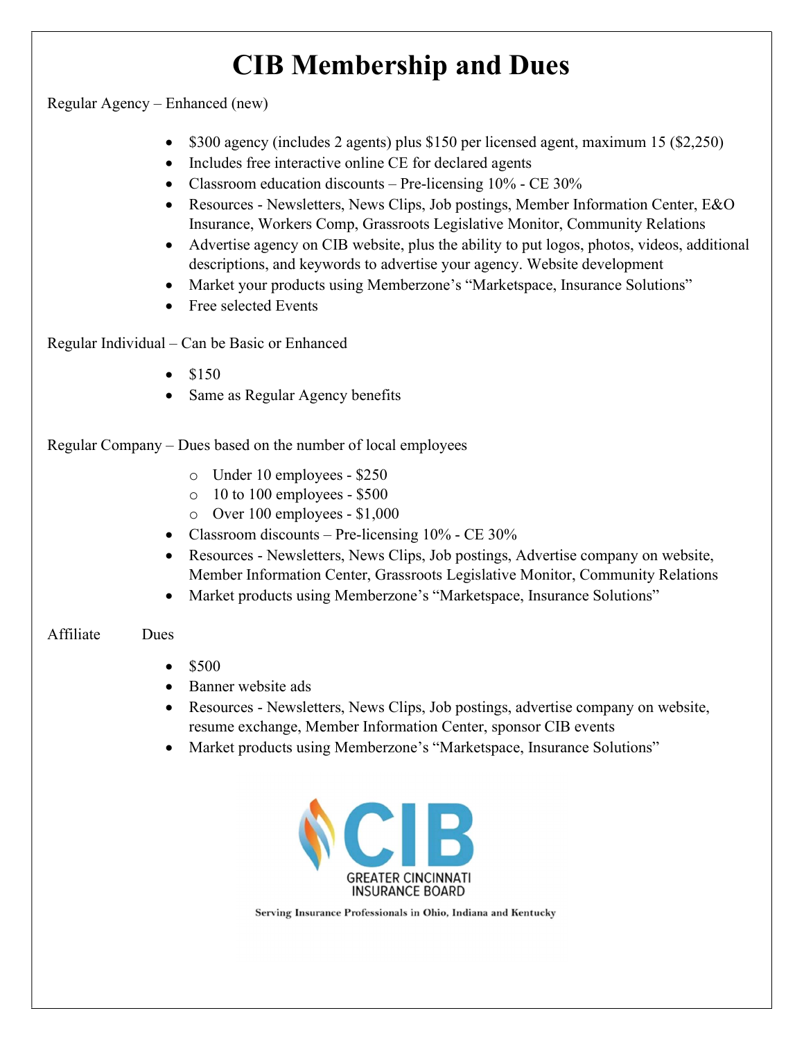# CIB Membership and Dues

Regular Agency – Enhanced (new)

- $300 agency (includes 2 agents) plus $150 per licensed agent, maximum 15 ($2,250)
- Includes free interactive online CE for declared agents
- Classroom education discounts – Pre-licensing 10% - CE 30%
- Resources - Newsletters, News Clips, Job postings, Member Information Center, E&O Insurance, Workers Comp, Grassroots Legislative Monitor, Community Relations
- Advertise agency on CIB website, plus the ability to put logos, photos, videos, additional descriptions, and keywords to advertise your agency. Website development
- Market your products using Memberzone's "Marketspace, Insurance Solutions"
- Free selected Events

Regular Individual – Can be Basic or Enhanced

- $150
- Same as Regular Agency benefits

Regular Company – Dues based on the number of local employees

  - Under 10 employees - $250
  - 10 to 100 employees - $500
  - Over 100 employees - $1,000
- Classroom discounts – Pre-licensing 10% - CE 30%
- Resources - Newsletters, News Clips, Job postings, Advertise company on website, Member Information Center, Grassroots Legislative Monitor, Community Relations
- Market products using Memberzone's "Marketspace, Insurance Solutions"

Affiliate Dues

- $500
- Banner website ads
- Resources - Newsletters, News Clips, Job postings, advertise company on website, resume exchange, Member Information Center, sponsor CIB events
- Market products using Memberzone's "Marketspace, Insurance Solutions"

CIB GREATER CINCINNATI INSURANCE BOARD

Serving Insurance Professionals in Ohio, Indiana and Kentucky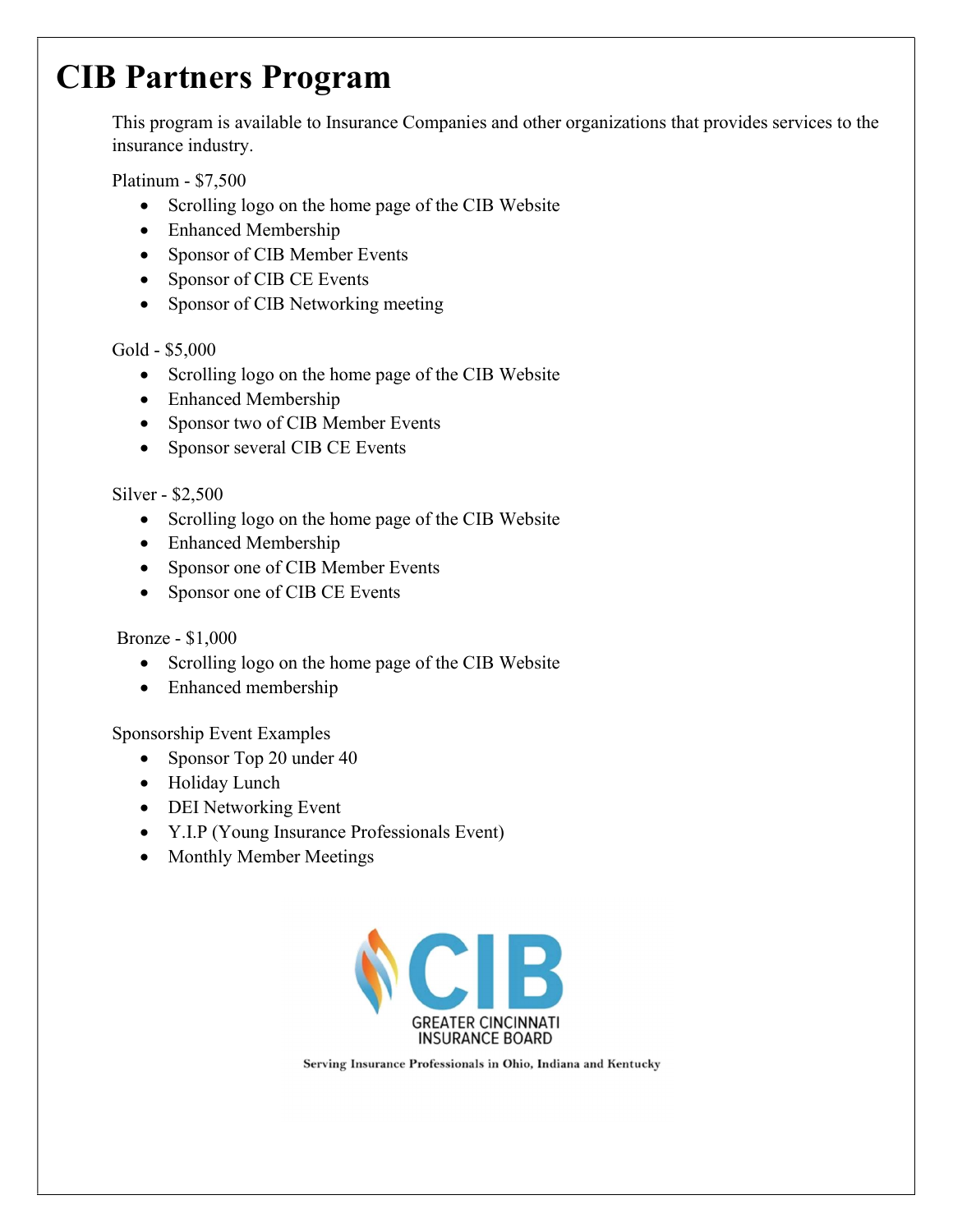# CIB Partners Program

This program is available to Insurance Companies and other organizations that provides services to the insurance industry.

Platinum - $7,500

- Scrolling logo on the home page of the CIB Website
- Enhanced Membership
- Sponsor of CIB Member Events
- Sponsor of CIB CE Events
- Sponsor of CIB Networking meeting

Gold - $5,000

- Scrolling logo on the home page of the CIB Website
- Enhanced Membership
- Sponsor two of CIB Member Events
- Sponsor several CIB CE Events

Silver - $2,500

- Scrolling logo on the home page of the CIB Website
- Enhanced Membership
- Sponsor one of CIB Member Events
- Sponsor one of CIB CE Events

Bronze - $1,000

- Scrolling logo on the home page of the CIB Website
- Enhanced membership

Sponsorship Event Examples

- Sponsor Top 20 under 40
- Holiday Lunch
- DEI Networking Event
- Y.I.P (Young Insurance Professionals Event)
- Monthly Member Meetings

CIB
GREATER CINCINNATI INSURANCE BOARD

Serving Insurance Professionals in Ohio, Indiana and Kentucky